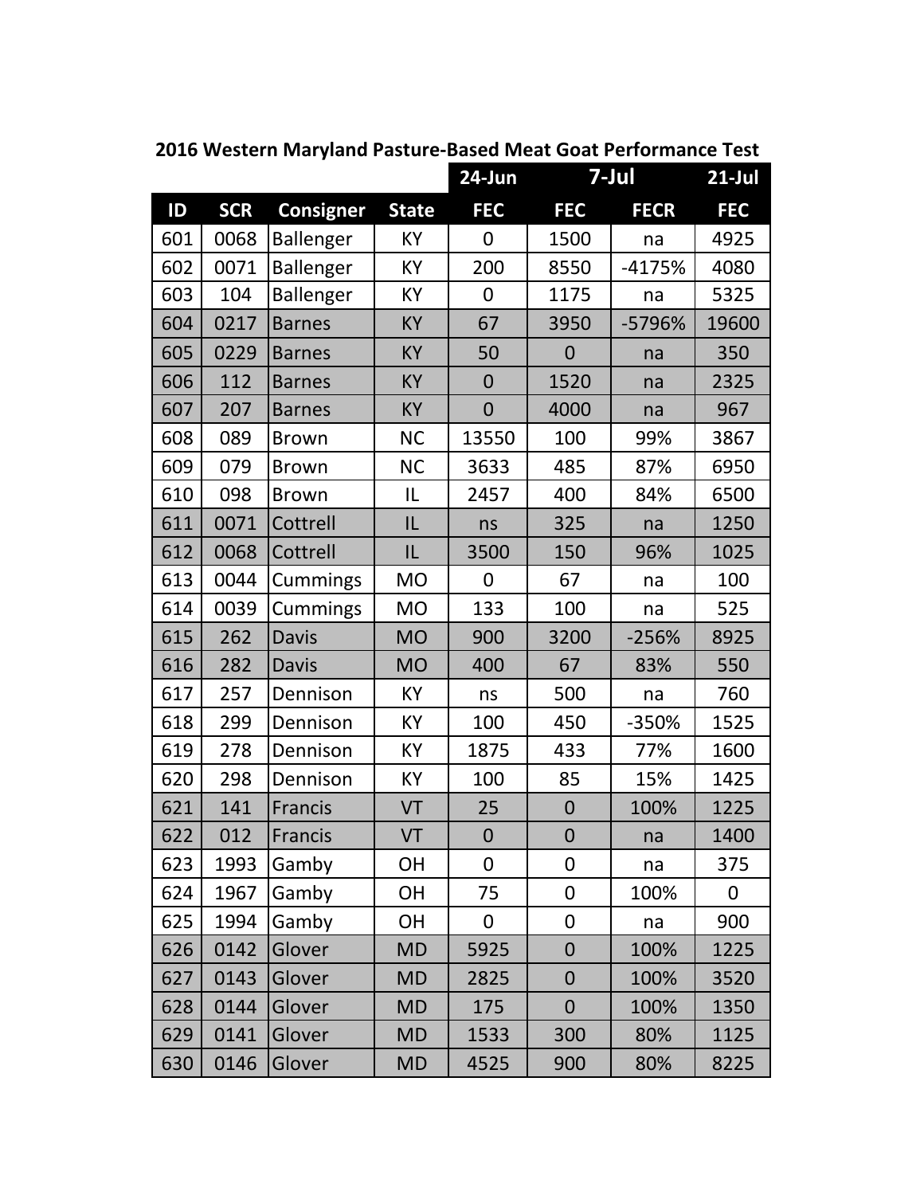**2016 Western Maryland Pasture-Based Meat Goat Performance Test**

| | | | | 24-Jun | 7-Jul | | 21-Jul |
|---|---|---|---|---|---|---|---|
| ID | SCR | Consigner | State | FEC | FEC | FECR | FEC |
| 601 | 0068 | Ballenger | KY | 0 | 1500 | na | 4925 |
| 602 | 0071 | Ballenger | KY | 200 | 8550 | -4175% | 4080 |
| 603 | 104 | Ballenger | KY | 0 | 1175 | na | 5325 |
| 604 | 0217 | Barnes | KY | 67 | 3950 | -5796% | 19600 |
| 605 | 0229 | Barnes | KY | 50 | 0 | na | 350 |
| 606 | 112 | Barnes | KY | 0 | 1520 | na | 2325 |
| 607 | 207 | Barnes | KY | 0 | 4000 | na | 967 |
| 608 | 089 | Brown | NC | 13550 | 100 | 99% | 3867 |
| 609 | 079 | Brown | NC | 3633 | 485 | 87% | 6950 |
| 610 | 098 | Brown | IL | 2457 | 400 | 84% | 6500 |
| 611 | 0071 | Cottrell | IL | ns | 325 | na | 1250 |
| 612 | 0068 | Cottrell | IL | 3500 | 150 | 96% | 1025 |
| 613 | 0044 | Cummings | MO | 0 | 67 | na | 100 |
| 614 | 0039 | Cummings | MO | 133 | 100 | na | 525 |
| 615 | 262 | Davis | MO | 900 | 3200 | -256% | 8925 |
| 616 | 282 | Davis | MO | 400 | 67 | 83% | 550 |
| 617 | 257 | Dennison | KY | ns | 500 | na | 760 |
| 618 | 299 | Dennison | KY | 100 | 450 | -350% | 1525 |
| 619 | 278 | Dennison | KY | 1875 | 433 | 77% | 1600 |
| 620 | 298 | Dennison | KY | 100 | 85 | 15% | 1425 |
| 621 | 141 | Francis | VT | 25 | 0 | 100% | 1225 |
| 622 | 012 | Francis | VT | 0 | 0 | na | 1400 |
| 623 | 1993 | Gamby | OH | 0 | 0 | na | 375 |
| 624 | 1967 | Gamby | OH | 75 | 0 | 100% | 0 |
| 625 | 1994 | Gamby | OH | 0 | 0 | na | 900 |
| 626 | 0142 | Glover | MD | 5925 | 0 | 100% | 1225 |
| 627 | 0143 | Glover | MD | 2825 | 0 | 100% | 3520 |
| 628 | 0144 | Glover | MD | 175 | 0 | 100% | 1350 |
| 629 | 0141 | Glover | MD | 1533 | 300 | 80% | 1125 |
| 630 | 0146 | Glover | MD | 4525 | 900 | 80% | 8225 |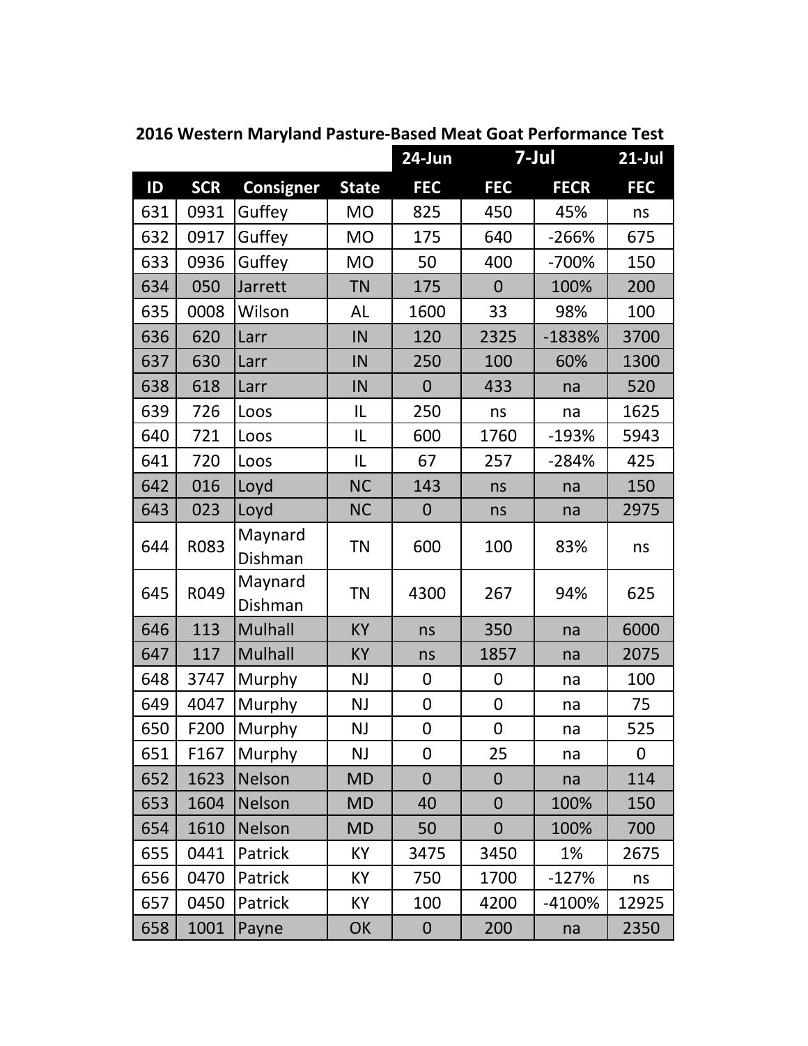## 2016 Western Maryland Pasture-Based Meat Goat Performance Test

| | | | | 24-Jun | 7-Jul | | 21-Jul |
|---|---|---|---|---|---|---|---|
| ID | SCR | Consigner | State | FEC | FEC | FECR | FEC |
| 631 | 0931 | Guffey | MO | 825 | 450 | 45% | ns |
| 632 | 0917 | Guffey | MO | 175 | 640 | -266% | 675 |
| 633 | 0936 | Guffey | MO | 50 | 400 | -700% | 150 |
| 634 | 050 | Jarrett | TN | 175 | 0 | 100% | 200 |
| 635 | 0008 | Wilson | AL | 1600 | 33 | 98% | 100 |
| 636 | 620 | Larr | IN | 120 | 2325 | -1838% | 3700 |
| 637 | 630 | Larr | IN | 250 | 100 | 60% | 1300 |
| 638 | 618 | Larr | IN | 0 | 433 | na | 520 |
| 639 | 726 | Loos | IL | 250 | ns | na | 1625 |
| 640 | 721 | Loos | IL | 600 | 1760 | -193% | 5943 |
| 641 | 720 | Loos | IL | 67 | 257 | -284% | 425 |
| 642 | 016 | Loyd | NC | 143 | ns | na | 150 |
| 643 | 023 | Loyd | NC | 0 | ns | na | 2975 |
| 644 | R083 | Maynard Dishman | TN | 600 | 100 | 83% | ns |
| 645 | R049 | Maynard Dishman | TN | 4300 | 267 | 94% | 625 |
| 646 | 113 | Mulhall | KY | ns | 350 | na | 6000 |
| 647 | 117 | Mulhall | KY | ns | 1857 | na | 2075 |
| 648 | 3747 | Murphy | NJ | 0 | 0 | na | 100 |
| 649 | 4047 | Murphy | NJ | 0 | 0 | na | 75 |
| 650 | F200 | Murphy | NJ | 0 | 0 | na | 525 |
| 651 | F167 | Murphy | NJ | 0 | 25 | na | 0 |
| 652 | 1623 | Nelson | MD | 0 | 0 | na | 114 |
| 653 | 1604 | Nelson | MD | 40 | 0 | 100% | 150 |
| 654 | 1610 | Nelson | MD | 50 | 0 | 100% | 700 |
| 655 | 0441 | Patrick | KY | 3475 | 3450 | 1% | 2675 |
| 656 | 0470 | Patrick | KY | 750 | 1700 | -127% | ns |
| 657 | 0450 | Patrick | KY | 100 | 4200 | -4100% | 12925 |
| 658 | 1001 | Payne | OK | 0 | 200 | na | 2350 |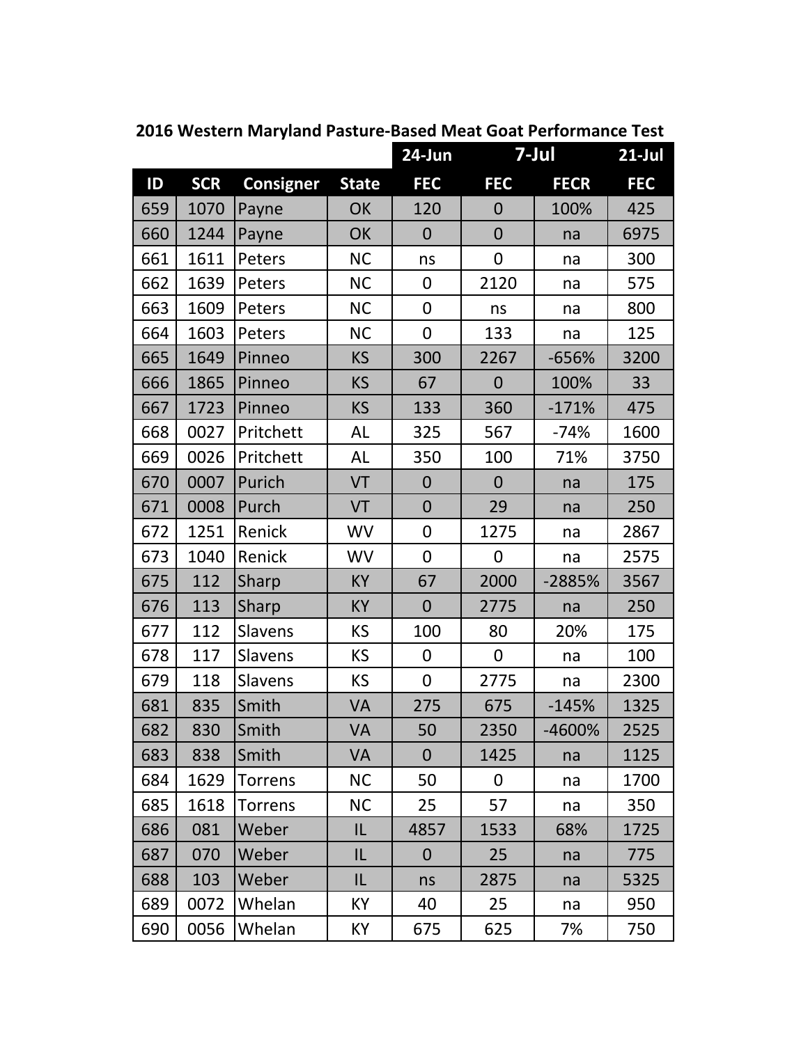## 2016 Western Maryland Pasture-Based Meat Goat Performance Test

| | | | | 24-Jun | 7-Jul | | 21-Jul |
|---|---|---|---|---|---|---|---|
| ID | SCR | Consigner | State | FEC | FEC | FECR | FEC |
| 659 | 1070 | Payne | OK | 120 | 0 | 100% | 425 |
| 660 | 1244 | Payne | OK | 0 | 0 | na | 6975 |
| 661 | 1611 | Peters | NC | ns | 0 | na | 300 |
| 662 | 1639 | Peters | NC | 0 | 2120 | na | 575 |
| 663 | 1609 | Peters | NC | 0 | ns | na | 800 |
| 664 | 1603 | Peters | NC | 0 | 133 | na | 125 |
| 665 | 1649 | Pinneo | KS | 300 | 2267 | -656% | 3200 |
| 666 | 1865 | Pinneo | KS | 67 | 0 | 100% | 33 |
| 667 | 1723 | Pinneo | KS | 133 | 360 | -171% | 475 |
| 668 | 0027 | Pritchett | AL | 325 | 567 | -74% | 1600 |
| 669 | 0026 | Pritchett | AL | 350 | 100 | 71% | 3750 |
| 670 | 0007 | Purich | VT | 0 | 0 | na | 175 |
| 671 | 0008 | Purch | VT | 0 | 29 | na | 250 |
| 672 | 1251 | Renick | WV | 0 | 1275 | na | 2867 |
| 673 | 1040 | Renick | WV | 0 | 0 | na | 2575 |
| 675 | 112 | Sharp | KY | 67 | 2000 | -2885% | 3567 |
| 676 | 113 | Sharp | KY | 0 | 2775 | na | 250 |
| 677 | 112 | Slavens | KS | 100 | 80 | 20% | 175 |
| 678 | 117 | Slavens | KS | 0 | 0 | na | 100 |
| 679 | 118 | Slavens | KS | 0 | 2775 | na | 2300 |
| 681 | 835 | Smith | VA | 275 | 675 | -145% | 1325 |
| 682 | 830 | Smith | VA | 50 | 2350 | -4600% | 2525 |
| 683 | 838 | Smith | VA | 0 | 1425 | na | 1125 |
| 684 | 1629 | Torrens | NC | 50 | 0 | na | 1700 |
| 685 | 1618 | Torrens | NC | 25 | 57 | na | 350 |
| 686 | 081 | Weber | IL | 4857 | 1533 | 68% | 1725 |
| 687 | 070 | Weber | IL | 0 | 25 | na | 775 |
| 688 | 103 | Weber | IL | ns | 2875 | na | 5325 |
| 689 | 0072 | Whelan | KY | 40 | 25 | na | 950 |
| 690 | 0056 | Whelan | KY | 675 | 625 | 7% | 750 |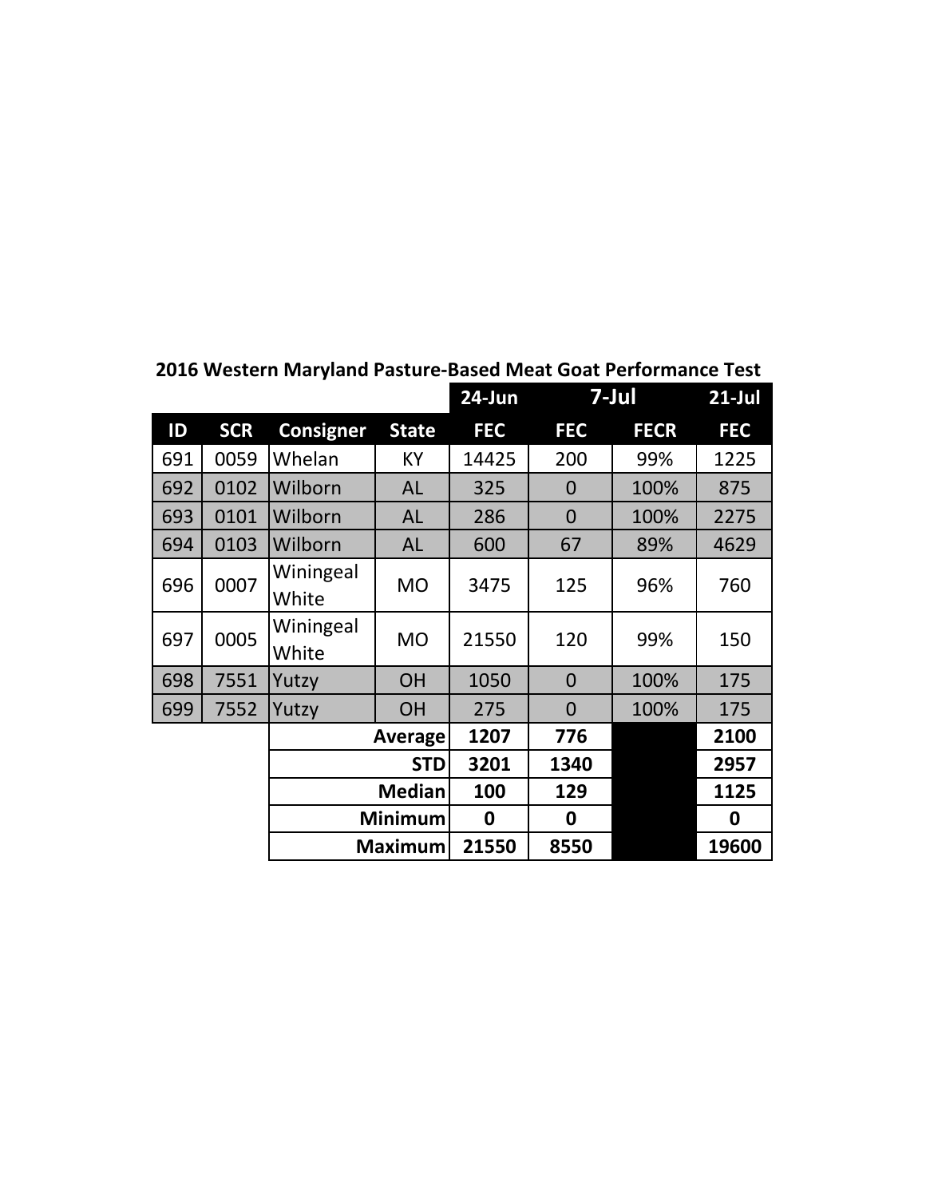## 2016 Western Maryland Pasture-Based Meat Goat Performance Test

| | | | | 24-Jun | 7-Jul | | 21-Jul |
|---|---|---|---|---|---|---|---|
| **ID** | **SCR** | **Consigner** | **State** | **FEC** | **FEC** | **FECR** | **FEC** |
| 691 | 0059 | Whelan | KY | 14425 | 200 | 99% | 1225 |
| 692 | 0102 | Wilborn | AL | 325 | 0 | 100% | 875 |
| 693 | 0101 | Wilborn | AL | 286 | 0 | 100% | 2275 |
| 694 | 0103 | Wilborn | AL | 600 | 67 | 89% | 4629 |
| 696 | 0007 | Winingeal White | MO | 3475 | 125 | 96% | 760 |
| 697 | 0005 | Winingeal White | MO | 21550 | 120 | 99% | 150 |
| 698 | 7551 | Yutzy | OH | 1050 | 0 | 100% | 175 |
| 699 | 7552 | Yutzy | OH | 275 | 0 | 100% | 175 |
| | | **Average** | | **1207** | **776** | | **2100** |
| | | **STD** | | **3201** | **1340** | | **2957** |
| | | **Median** | | **100** | **129** | | **1125** |
| | | **Minimum** | | **0** | **0** | | **0** |
| | | **Maximum** | | **21550** | **8550** | | **19600** |